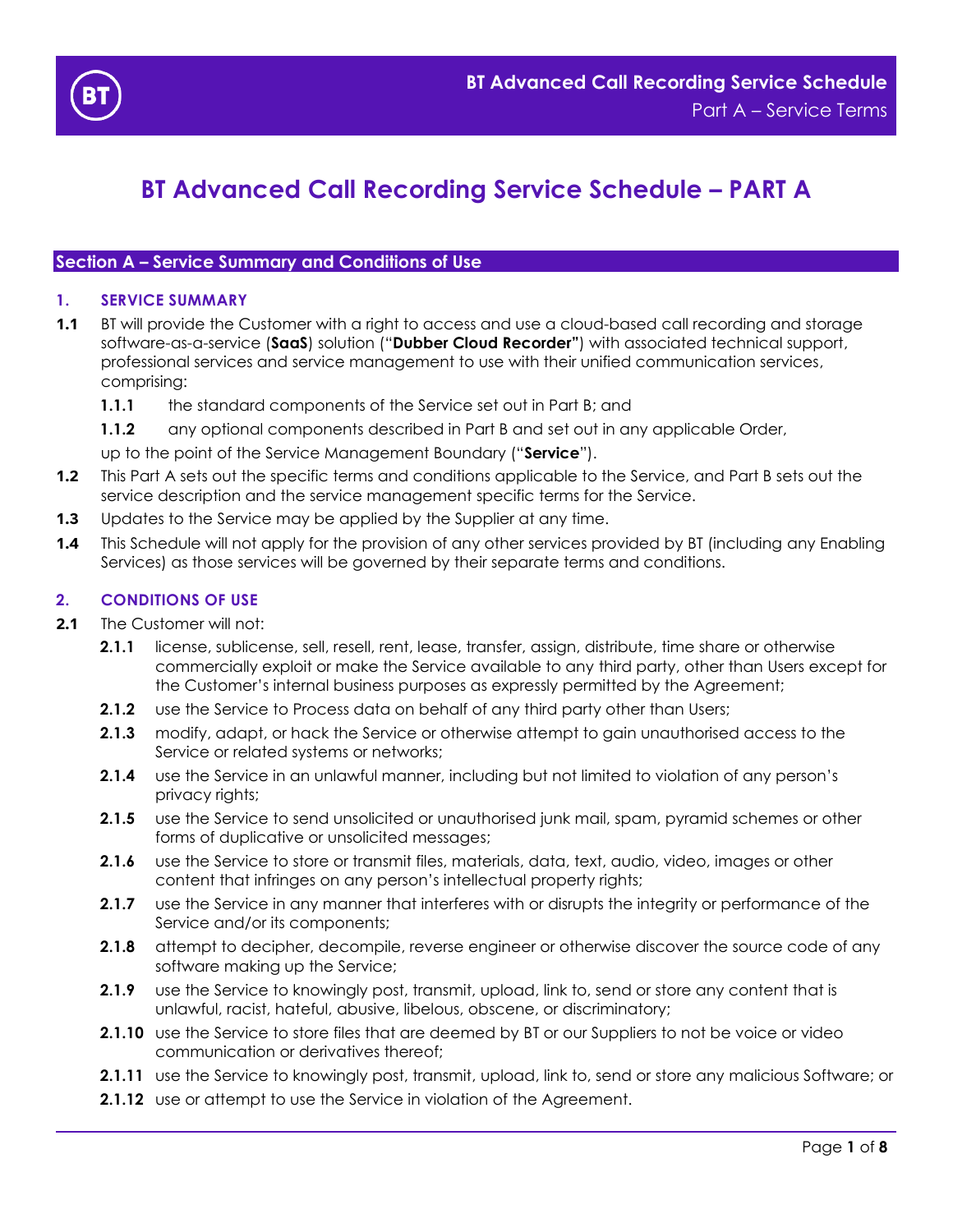# BT Advanced Call Recording Service Schedule – PART A

## Section A – Service Summary and Conditions of Use

### 1. SERVICE SUMMARY

**1.1** BT will provide the Customer with a right to access and use a cloud-based call recording and storage software-as-a-service (**SaaS**) solution ("**Dubber Cloud Recorder"**) with associated technical support, professional services and service management to use with their unified communication services, comprising:

**1.1.1** the standard components of the Service set out in Part B; and

**1.1.2** any optional components described in Part B and set out in any applicable Order,

up to the point of the Service Management Boundary ("**Service**").

**1.2** This Part A sets out the specific terms and conditions applicable to the Service, and Part B sets out the service description and the service management specific terms for the Service.

**1.3** Updates to the Service may be applied by the Supplier at any time.

**1.4** This Schedule will not apply for the provision of any other services provided by BT (including any Enabling Services) as those services will be governed by their separate terms and conditions.

### 2. CONDITIONS OF USE

**2.1** The Customer will not:

**2.1.1** license, sublicense, sell, resell, rent, lease, transfer, assign, distribute, time share or otherwise commercially exploit or make the Service available to any third party, other than Users except for the Customer's internal business purposes as expressly permitted by the Agreement;

**2.1.2** use the Service to Process data on behalf of any third party other than Users;

**2.1.3** modify, adapt, or hack the Service or otherwise attempt to gain unauthorised access to the Service or related systems or networks;

**2.1.4** use the Service in an unlawful manner, including but not limited to violation of any person's privacy rights;

**2.1.5** use the Service to send unsolicited or unauthorised junk mail, spam, pyramid schemes or other forms of duplicative or unsolicited messages;

**2.1.6** use the Service to store or transmit files, materials, data, text, audio, video, images or other content that infringes on any person's intellectual property rights;

**2.1.7** use the Service in any manner that interferes with or disrupts the integrity or performance of the Service and/or its components;

**2.1.8** attempt to decipher, decompile, reverse engineer or otherwise discover the source code of any software making up the Service;

**2.1.9** use the Service to knowingly post, transmit, upload, link to, send or store any content that is unlawful, racist, hateful, abusive, libelous, obscene, or discriminatory;

**2.1.10** use the Service to store files that are deemed by BT or our Suppliers to not be voice or video communication or derivatives thereof;

**2.1.11** use the Service to knowingly post, transmit, upload, link to, send or store any malicious Software; or

**2.1.12** use or attempt to use the Service in violation of the Agreement.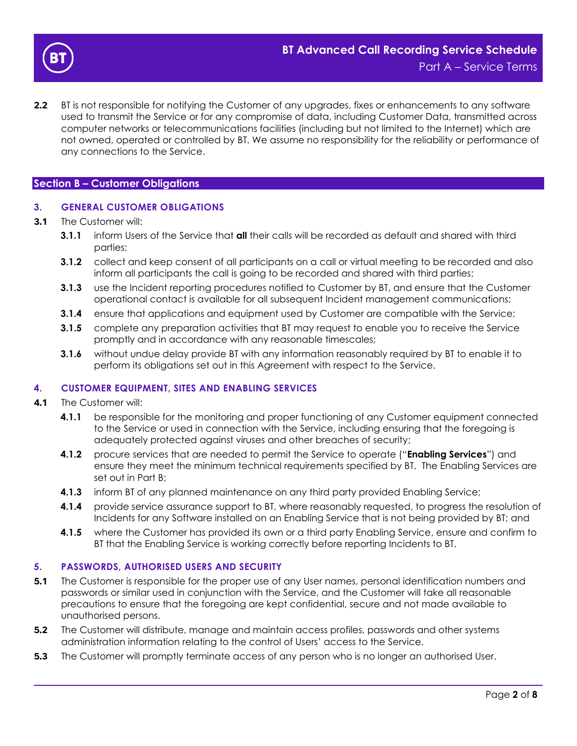**2.2** BT is not responsible for notifying the Customer of any upgrades, fixes or enhancements to any software used to transmit the Service or for any compromise of data, including Customer Data, transmitted across computer networks or telecommunications facilities (including but not limited to the Internet) which are not owned, operated or controlled by BT. We assume no responsibility for the reliability or performance of any connections to the Service.

## Section B – Customer Obligations

### 3. GENERAL CUSTOMER OBLIGATIONS

**3.1** The Customer will:

**3.1.1** inform Users of the Service that **all** their calls will be recorded as default and shared with third parties;

**3.1.2** collect and keep consent of all participants on a call or virtual meeting to be recorded and also inform all participants the call is going to be recorded and shared with third parties;

**3.1.3** use the Incident reporting procedures notified to Customer by BT, and ensure that the Customer operational contact is available for all subsequent Incident management communications;

**3.1.4** ensure that applications and equipment used by Customer are compatible with the Service;

**3.1.5** complete any preparation activities that BT may request to enable you to receive the Service promptly and in accordance with any reasonable timescales;

**3.1.6** without undue delay provide BT with any information reasonably required by BT to enable it to perform its obligations set out in this Agreement with respect to the Service.

### 4. CUSTOMER EQUIPMENT, SITES AND ENABLING SERVICES

**4.1** The Customer will:

**4.1.1** be responsible for the monitoring and proper functioning of any Customer equipment connected to the Service or used in connection with the Service, including ensuring that the foregoing is adequately protected against viruses and other breaches of security;

**4.1.2** procure services that are needed to permit the Service to operate ("**Enabling Services**") and ensure they meet the minimum technical requirements specified by BT. The Enabling Services are set out in Part B;

**4.1.3** inform BT of any planned maintenance on any third party provided Enabling Service;

**4.1.4** provide service assurance support to BT, where reasonably requested, to progress the resolution of Incidents for any Software installed on an Enabling Service that is not being provided by BT; and

**4.1.5** where the Customer has provided its own or a third party Enabling Service, ensure and confirm to BT that the Enabling Service is working correctly before reporting Incidents to BT.

### 5. PASSWORDS, AUTHORISED USERS AND SECURITY

**5.1** The Customer is responsible for the proper use of any User names, personal identification numbers and passwords or similar used in conjunction with the Service, and the Customer will take all reasonable precautions to ensure that the foregoing are kept confidential, secure and not made available to unauthorised persons.

**5.2** The Customer will distribute, manage and maintain access profiles, passwords and other systems administration information relating to the control of Users' access to the Service.

**5.3** The Customer will promptly terminate access of any person who is no longer an authorised User.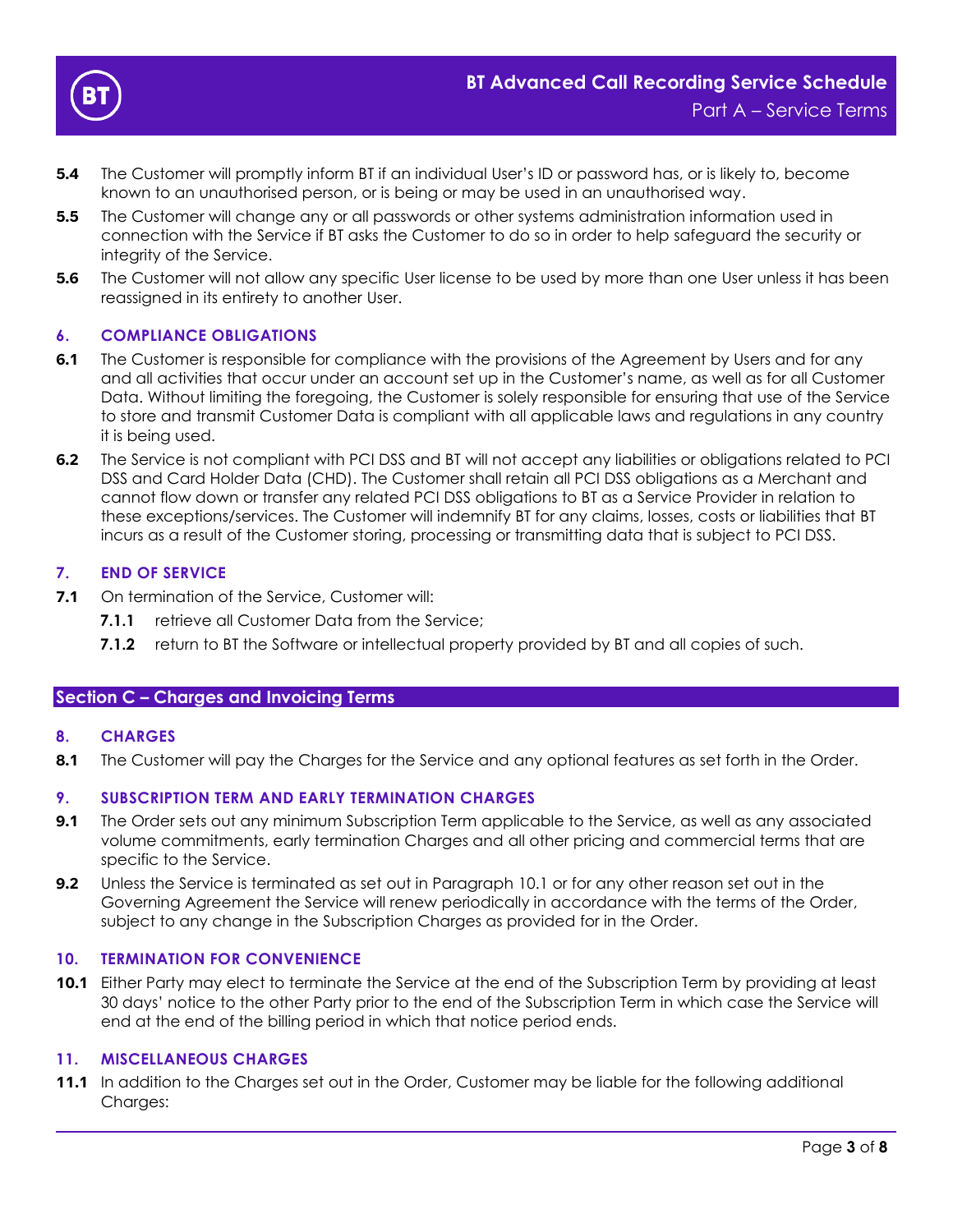**5.4** The Customer will promptly inform BT if an individual User's ID or password has, or is likely to, become known to an unauthorised person, or is being or may be used in an unauthorised way.

**5.5** The Customer will change any or all passwords or other systems administration information used in connection with the Service if BT asks the Customer to do so in order to help safeguard the security or integrity of the Service.

**5.6** The Customer will not allow any specific User license to be used by more than one User unless it has been reassigned in its entirety to another User.

### 6. COMPLIANCE OBLIGATIONS

**6.1** The Customer is responsible for compliance with the provisions of the Agreement by Users and for any and all activities that occur under an account set up in the Customer's name, as well as for all Customer Data. Without limiting the foregoing, the Customer is solely responsible for ensuring that use of the Service to store and transmit Customer Data is compliant with all applicable laws and regulations in any country it is being used.

**6.2** The Service is not compliant with PCI DSS and BT will not accept any liabilities or obligations related to PCI DSS and Card Holder Data (CHD). The Customer shall retain all PCI DSS obligations as a Merchant and cannot flow down or transfer any related PCI DSS obligations to BT as a Service Provider in relation to these exceptions/services. The Customer will indemnify BT for any claims, losses, costs or liabilities that BT incurs as a result of the Customer storing, processing or transmitting data that is subject to PCI DSS.

### 7. END OF SERVICE

**7.1** On termination of the Service, Customer will:

- **7.1.1** retrieve all Customer Data from the Service;
- **7.1.2** return to BT the Software or intellectual property provided by BT and all copies of such.

## Section C – Charges and Invoicing Terms

### 8. CHARGES

**8.1** The Customer will pay the Charges for the Service and any optional features as set forth in the Order.

### 9. SUBSCRIPTION TERM AND EARLY TERMINATION CHARGES

**9.1** The Order sets out any minimum Subscription Term applicable to the Service, as well as any associated volume commitments, early termination Charges and all other pricing and commercial terms that are specific to the Service.

**9.2** Unless the Service is terminated as set out in Paragraph 10.1 or for any other reason set out in the Governing Agreement the Service will renew periodically in accordance with the terms of the Order, subject to any change in the Subscription Charges as provided for in the Order.

### 10. TERMINATION FOR CONVENIENCE

**10.1** Either Party may elect to terminate the Service at the end of the Subscription Term by providing at least 30 days' notice to the other Party prior to the end of the Subscription Term in which case the Service will end at the end of the billing period in which that notice period ends.

### 11. MISCELLANEOUS CHARGES

**11.1** In addition to the Charges set out in the Order, Customer may be liable for the following additional Charges: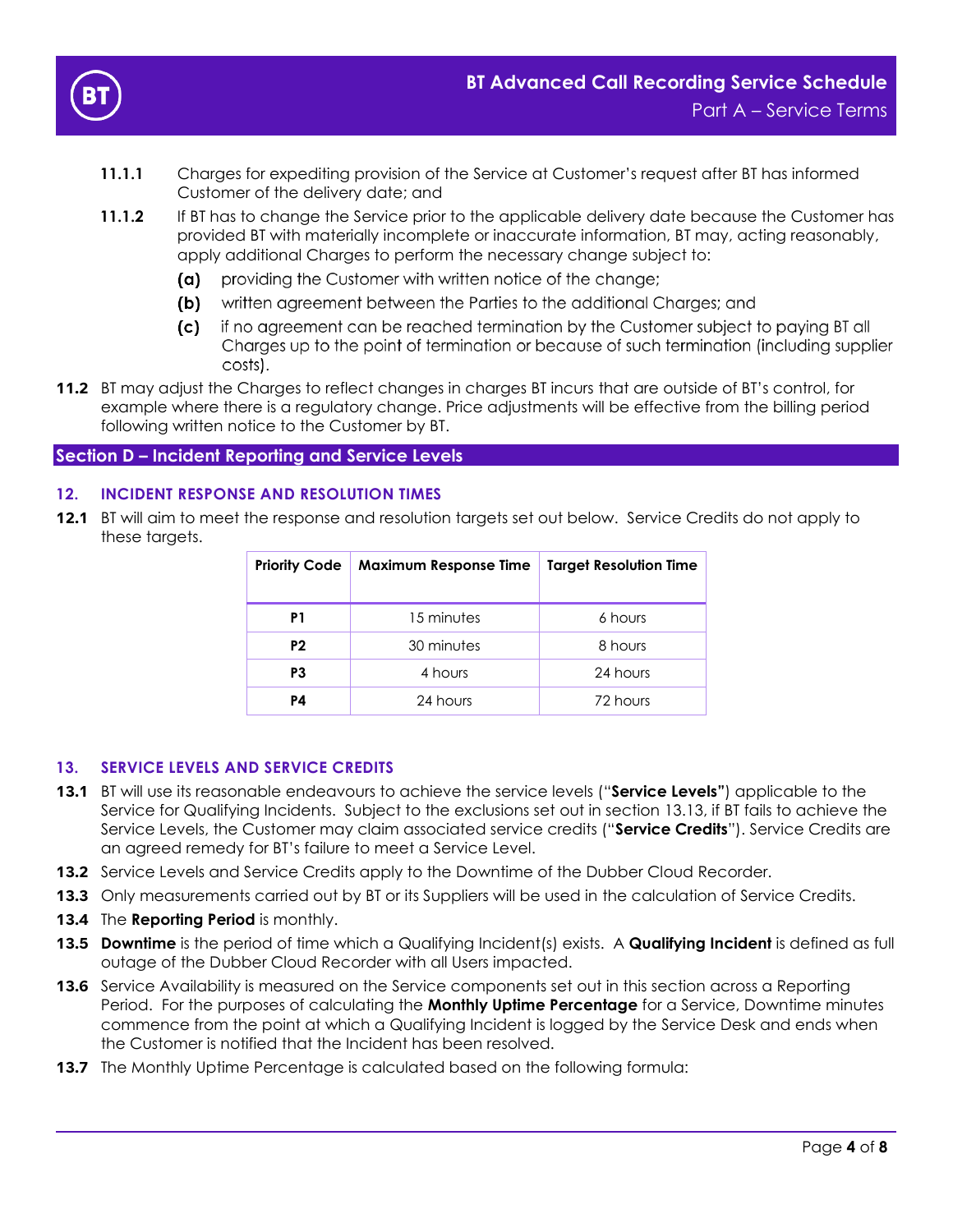**11.1.1** Charges for expediting provision of the Service at Customer's request after BT has informed Customer of the delivery date; and

**11.1.2** If BT has to change the Service prior to the applicable delivery date because the Customer has provided BT with materially incomplete or inaccurate information, BT may, acting reasonably, apply additional Charges to perform the necessary change subject to:

**(a)** providing the Customer with written notice of the change;

**(b)** written agreement between the Parties to the additional Charges; and

**(c)** if no agreement can be reached termination by the Customer subject to paying BT all Charges up to the point of termination or because of such termination (including supplier costs).

**11.2** BT may adjust the Charges to reflect changes in charges BT incurs that are outside of BT's control, for example where there is a regulatory change. Price adjustments will be effective from the billing period following written notice to the Customer by BT.

## Section D – Incident Reporting and Service Levels

### 12. INCIDENT RESPONSE AND RESOLUTION TIMES

**12.1** BT will aim to meet the response and resolution targets set out below. Service Credits do not apply to these targets.

| Priority Code | Maximum Response Time | Target Resolution Time |
|---|---|---|
| **P1** | 15 minutes | 6 hours |
| **P2** | 30 minutes | 8 hours |
| **P3** | 4 hours | 24 hours |
| **P4** | 24 hours | 72 hours |

### 13. SERVICE LEVELS AND SERVICE CREDITS

**13.1** BT will use its reasonable endeavours to achieve the service levels ("**Service Levels"**) applicable to the Service for Qualifying Incidents. Subject to the exclusions set out in section 13.13, if BT fails to achieve the Service Levels, the Customer may claim associated service credits ("**Service Credits**"). Service Credits are an agreed remedy for BT's failure to meet a Service Level.

**13.2** Service Levels and Service Credits apply to the Downtime of the Dubber Cloud Recorder.

**13.3** Only measurements carried out by BT or its Suppliers will be used in the calculation of Service Credits.

**13.4** The **Reporting Period** is monthly.

**13.5** **Downtime** is the period of time which a Qualifying Incident(s) exists. A **Qualifying Incident** is defined as full outage of the Dubber Cloud Recorder with all Users impacted.

**13.6** Service Availability is measured on the Service components set out in this section across a Reporting Period. For the purposes of calculating the **Monthly Uptime Percentage** for a Service, Downtime minutes commence from the point at which a Qualifying Incident is logged by the Service Desk and ends when the Customer is notified that the Incident has been resolved.

**13.7** The Monthly Uptime Percentage is calculated based on the following formula: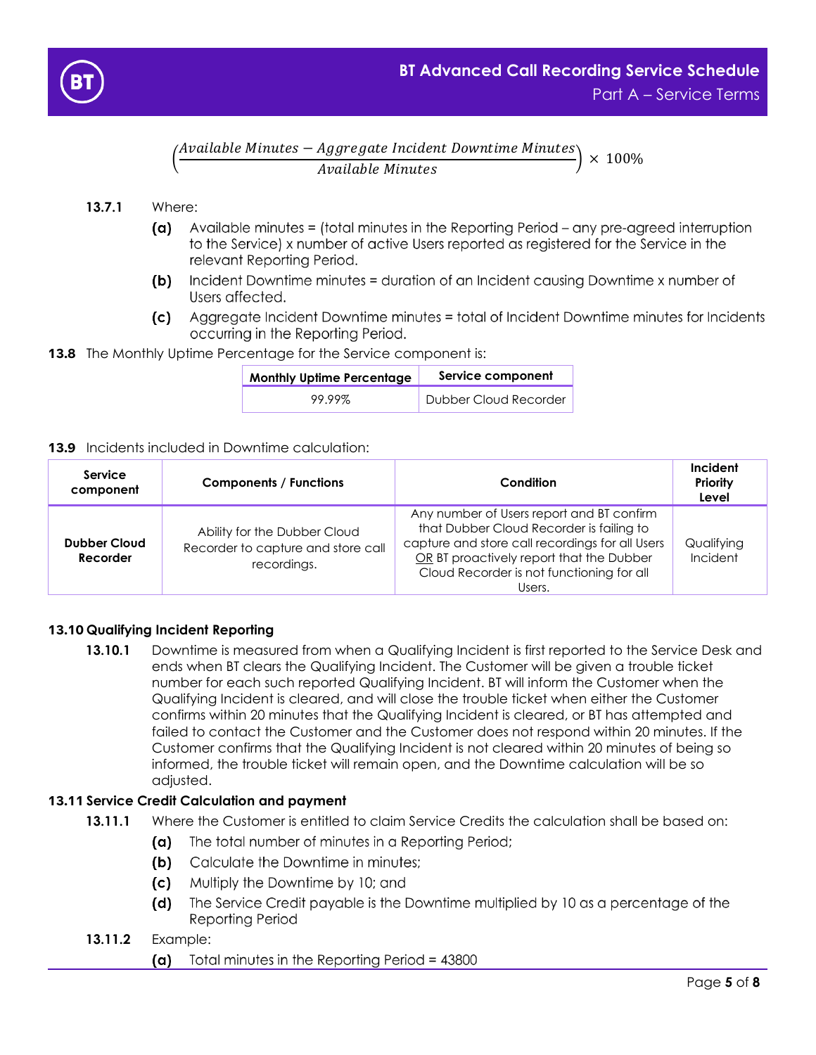$$\left(\frac{Available\ Minutes - Aggregate\ Incident\ Downtime\ Minutes}{Available\ Minutes}\right) \times 100\%$$

**13.7.1** Where:

- **(a)** Available minutes = (total minutes in the Reporting Period – any pre-agreed interruption to the Service) x number of active Users reported as registered for the Service in the relevant Reporting Period.
- **(b)** Incident Downtime minutes = duration of an Incident causing Downtime x number of Users affected.
- **(c)** Aggregate Incident Downtime minutes = total of Incident Downtime minutes for Incidents occurring in the Reporting Period.

**13.8** The Monthly Uptime Percentage for the Service component is:

| Monthly Uptime Percentage | Service component |
|---|---|
| 99.99% | Dubber Cloud Recorder |

**13.9** Incidents included in Downtime calculation:

| Service component | Components / Functions | Condition | Incident Priority Level |
|---|---|---|---|
| **Dubber Cloud Recorder** | Ability for the Dubber Cloud Recorder to capture and store call recordings. | Any number of Users report and BT confirm that Dubber Cloud Recorder is failing to capture and store call recordings for all Users OR BT proactively report that the Dubber Cloud Recorder is not functioning for all Users. | Qualifying Incident |

**13.10 Qualifying Incident Reporting**

**13.10.1** Downtime is measured from when a Qualifying Incident is first reported to the Service Desk and ends when BT clears the Qualifying Incident. The Customer will be given a trouble ticket number for each such reported Qualifying Incident. BT will inform the Customer when the Qualifying Incident is cleared, and will close the trouble ticket when either the Customer confirms within 20 minutes that the Qualifying Incident is cleared, or BT has attempted and failed to contact the Customer and the Customer does not respond within 20 minutes. If the Customer confirms that the Qualifying Incident is not cleared within 20 minutes of being so informed, the trouble ticket will remain open, and the Downtime calculation will be so adjusted.

**13.11 Service Credit Calculation and payment**

**13.11.1** Where the Customer is entitled to claim Service Credits the calculation shall be based on:

- **(a)** The total number of minutes in a Reporting Period;
- **(b)** Calculate the Downtime in minutes;
- **(c)** Multiply the Downtime by 10; and
- **(d)** The Service Credit payable is the Downtime multiplied by 10 as a percentage of the Reporting Period

**13.11.2** Example:

- **(a)** Total minutes in the Reporting Period = 43800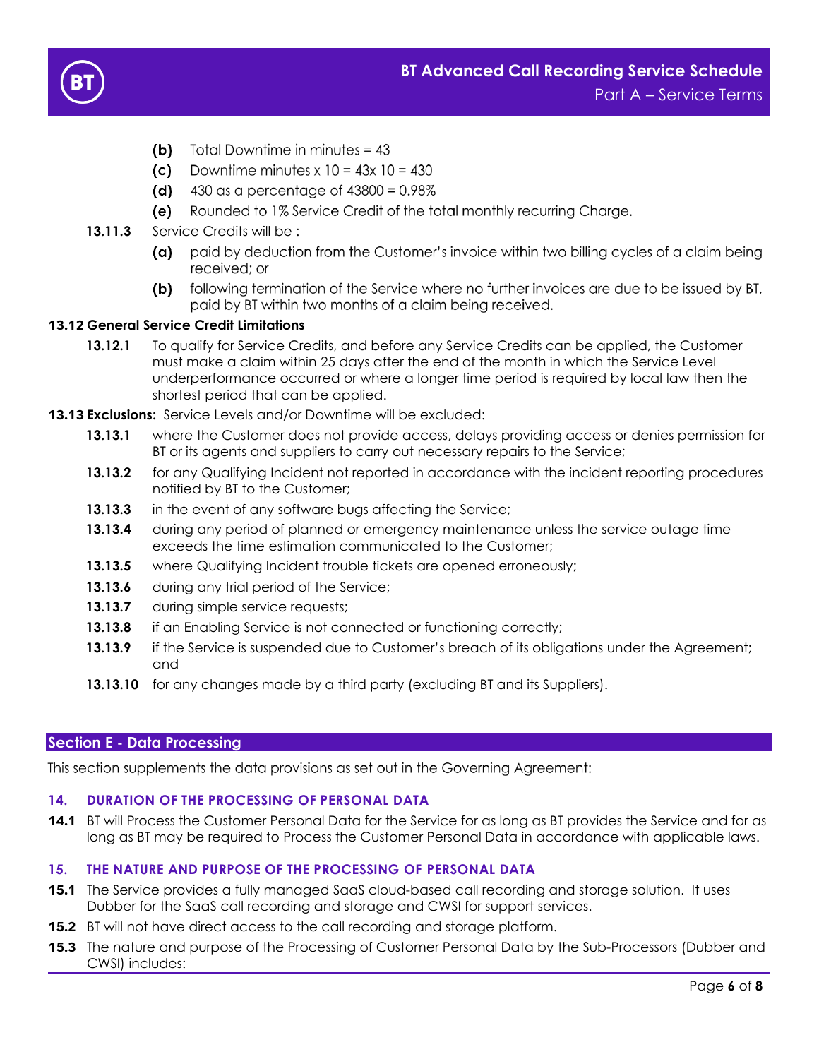**(b)** Total Downtime in minutes = 43

**(c)** Downtime minutes x 10 = 43x 10 = 430

**(d)** 430 as a percentage of 43800 = 0.98%

**(e)** Rounded to 1% Service Credit of the total monthly recurring Charge.

**13.11.3** Service Credits will be :

**(a)** paid by deduction from the Customer's invoice within two billing cycles of a claim being received; or

**(b)** following termination of the Service where no further invoices are due to be issued by BT, paid by BT within two months of a claim being received.

**13.12 General Service Credit Limitations**

**13.12.1** To qualify for Service Credits, and before any Service Credits can be applied, the Customer must make a claim within 25 days after the end of the month in which the Service Level underperformance occurred or where a longer time period is required by local law then the shortest period that can be applied.

**13.13 Exclusions:** Service Levels and/or Downtime will be excluded:

**13.13.1** where the Customer does not provide access, delays providing access or denies permission for BT or its agents and suppliers to carry out necessary repairs to the Service;

**13.13.2** for any Qualifying Incident not reported in accordance with the incident reporting procedures notified by BT to the Customer;

**13.13.3** in the event of any software bugs affecting the Service;

**13.13.4** during any period of planned or emergency maintenance unless the service outage time exceeds the time estimation communicated to the Customer;

**13.13.5** where Qualifying Incident trouble tickets are opened erroneously;

**13.13.6** during any trial period of the Service;

**13.13.7** during simple service requests;

**13.13.8** if an Enabling Service is not connected or functioning correctly;

**13.13.9** if the Service is suspended due to Customer's breach of its obligations under the Agreement; and

**13.13.10** for any changes made by a third party (excluding BT and its Suppliers).

## Section E - Data Processing

This section supplements the data provisions as set out in the Governing Agreement:

### 14. DURATION OF THE PROCESSING OF PERSONAL DATA

**14.1** BT will Process the Customer Personal Data for the Service for as long as BT provides the Service and for as long as BT may be required to Process the Customer Personal Data in accordance with applicable laws.

### 15. THE NATURE AND PURPOSE OF THE PROCESSING OF PERSONAL DATA

**15.1** The Service provides a fully managed SaaS cloud-based call recording and storage solution. It uses Dubber for the SaaS call recording and storage and CWSI for support services.

**15.2** BT will not have direct access to the call recording and storage platform.

**15.3** The nature and purpose of the Processing of Customer Personal Data by the Sub-Processors (Dubber and CWSI) includes: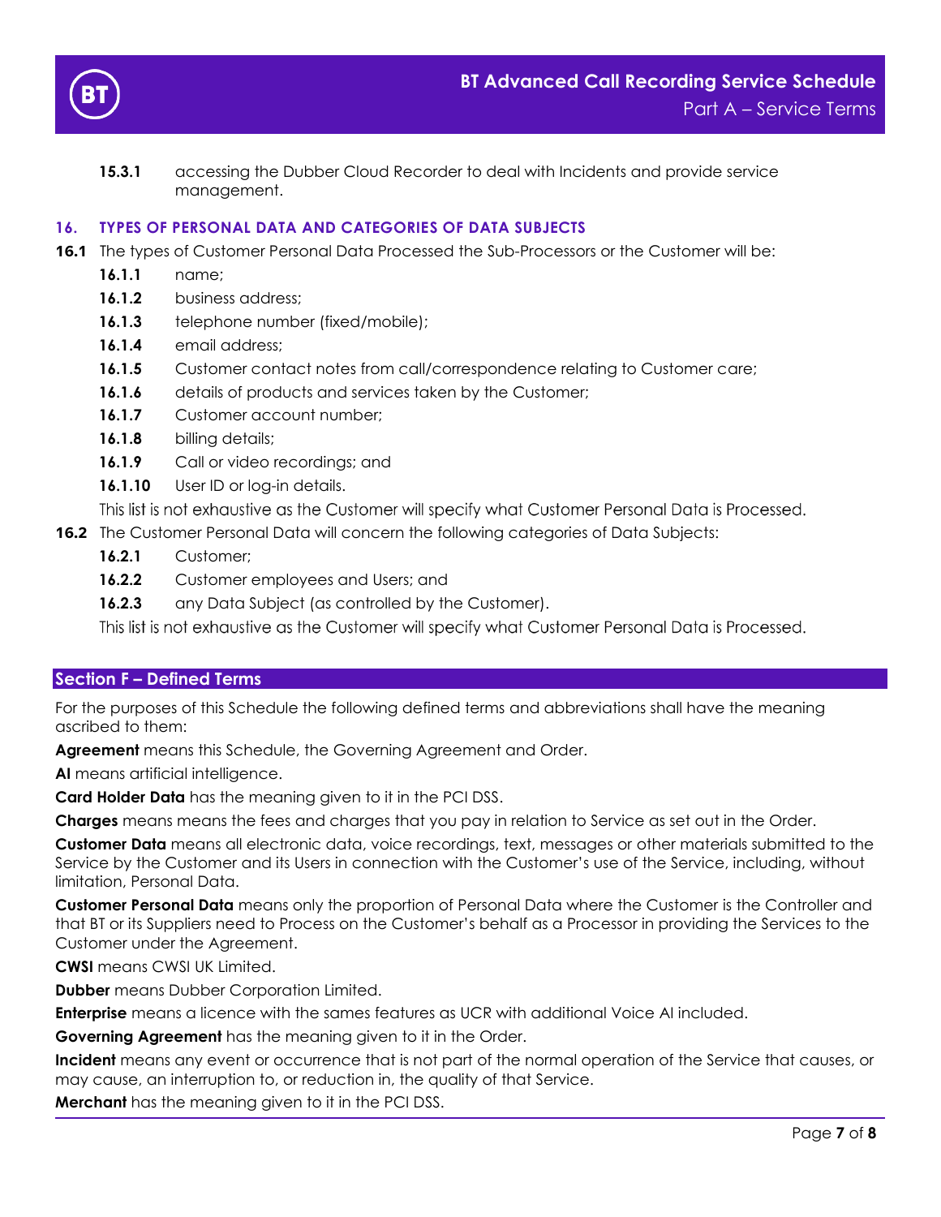**15.3.1** accessing the Dubber Cloud Recorder to deal with Incidents and provide service management.

## 16. TYPES OF PERSONAL DATA AND CATEGORIES OF DATA SUBJECTS

**16.1** The types of Customer Personal Data Processed the Sub-Processors or the Customer will be:

**16.1.1** name;

**16.1.2** business address;

**16.1.3** telephone number (fixed/mobile);

**16.1.4** email address;

**16.1.5** Customer contact notes from call/correspondence relating to Customer care;

**16.1.6** details of products and services taken by the Customer;

**16.1.7** Customer account number;

**16.1.8** billing details;

**16.1.9** Call or video recordings; and

**16.1.10** User ID or log-in details.

This list is not exhaustive as the Customer will specify what Customer Personal Data is Processed.

**16.2** The Customer Personal Data will concern the following categories of Data Subjects:

**16.2.1** Customer;

**16.2.2** Customer employees and Users; and

**16.2.3** any Data Subject (as controlled by the Customer).

This list is not exhaustive as the Customer will specify what Customer Personal Data is Processed.

## Section F – Defined Terms

For the purposes of this Schedule the following defined terms and abbreviations shall have the meaning ascribed to them:

**Agreement** means this Schedule, the Governing Agreement and Order.

**AI** means artificial intelligence.

**Card Holder Data** has the meaning given to it in the PCI DSS.

**Charges** means means the fees and charges that you pay in relation to Service as set out in the Order.

**Customer Data** means all electronic data, voice recordings, text, messages or other materials submitted to the Service by the Customer and its Users in connection with the Customer's use of the Service, including, without limitation, Personal Data.

**Customer Personal Data** means only the proportion of Personal Data where the Customer is the Controller and that BT or its Suppliers need to Process on the Customer's behalf as a Processor in providing the Services to the Customer under the Agreement.

**CWSI** means CWSI UK Limited.

**Dubber** means Dubber Corporation Limited.

**Enterprise** means a licence with the sames features as UCR with additional Voice AI included.

**Governing Agreement** has the meaning given to it in the Order.

**Incident** means any event or occurrence that is not part of the normal operation of the Service that causes, or may cause, an interruption to, or reduction in, the quality of that Service.

**Merchant** has the meaning given to it in the PCI DSS.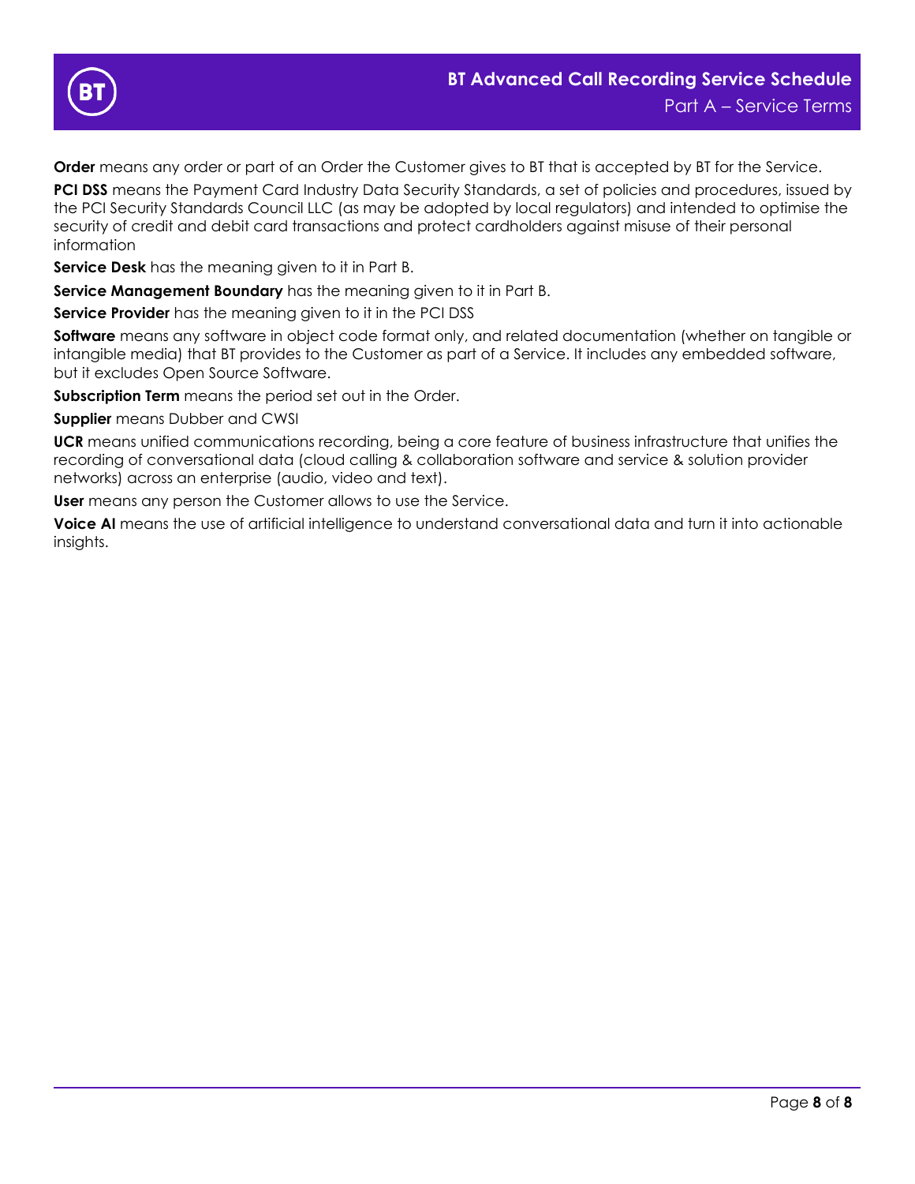**Order** means any order or part of an Order the Customer gives to BT that is accepted by BT for the Service.

**PCI DSS** means the Payment Card Industry Data Security Standards, a set of policies and procedures, issued by the PCI Security Standards Council LLC (as may be adopted by local regulators) and intended to optimise the security of credit and debit card transactions and protect cardholders against misuse of their personal information

**Service Desk** has the meaning given to it in Part B.

**Service Management Boundary** has the meaning given to it in Part B.

**Service Provider** has the meaning given to it in the PCI DSS

**Software** means any software in object code format only, and related documentation (whether on tangible or intangible media) that BT provides to the Customer as part of a Service. It includes any embedded software, but it excludes Open Source Software.

**Subscription Term** means the period set out in the Order.

**Supplier** means Dubber and CWSI

**UCR** means unified communications recording, being a core feature of business infrastructure that unifies the recording of conversational data (cloud calling & collaboration software and service & solution provider networks) across an enterprise (audio, video and text).

**User** means any person the Customer allows to use the Service.

**Voice AI** means the use of artificial intelligence to understand conversational data and turn it into actionable insights.